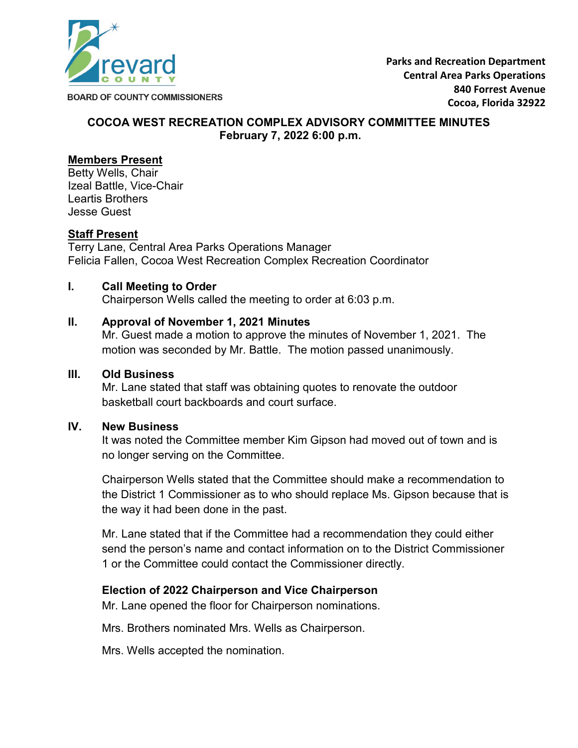BOARD OF COUNTY COMMISSIONERS

**Parks and Recreation Department**
**Central Area Parks Operations**
**840 Forrest Avenue**
**Cocoa, Florida 32922**

# COCOA WEST RECREATION COMPLEX ADVISORY COMMITTEE MINUTES
**February 7, 2022 6:00 p.m.**

**Members Present**
Betty Wells, Chair
Izeal Battle, Vice-Chair
Leartis Brothers
Jesse Guest

**Staff Present**
Terry Lane, Central Area Parks Operations Manager
Felicia Fallen, Cocoa West Recreation Complex Recreation Coordinator

## I. Call Meeting to Order

Chairperson Wells called the meeting to order at 6:03 p.m.

## II. Approval of November 1, 2021 Minutes

Mr. Guest made a motion to approve the minutes of November 1, 2021. The motion was seconded by Mr. Battle. The motion passed unanimously.

## III. Old Business

Mr. Lane stated that staff was obtaining quotes to renovate the outdoor basketball court backboards and court surface.

## IV. New Business

It was noted the Committee member Kim Gipson had moved out of town and is no longer serving on the Committee.

Chairperson Wells stated that the Committee should make a recommendation to the District 1 Commissioner as to who should replace Ms. Gipson because that is the way it had been done in the past.

Mr. Lane stated that if the Committee had a recommendation they could either send the person's name and contact information on to the District Commissioner 1 or the Committee could contact the Commissioner directly.

### Election of 2022 Chairperson and Vice Chairperson

Mr. Lane opened the floor for Chairperson nominations.

Mrs. Brothers nominated Mrs. Wells as Chairperson.

Mrs. Wells accepted the nomination.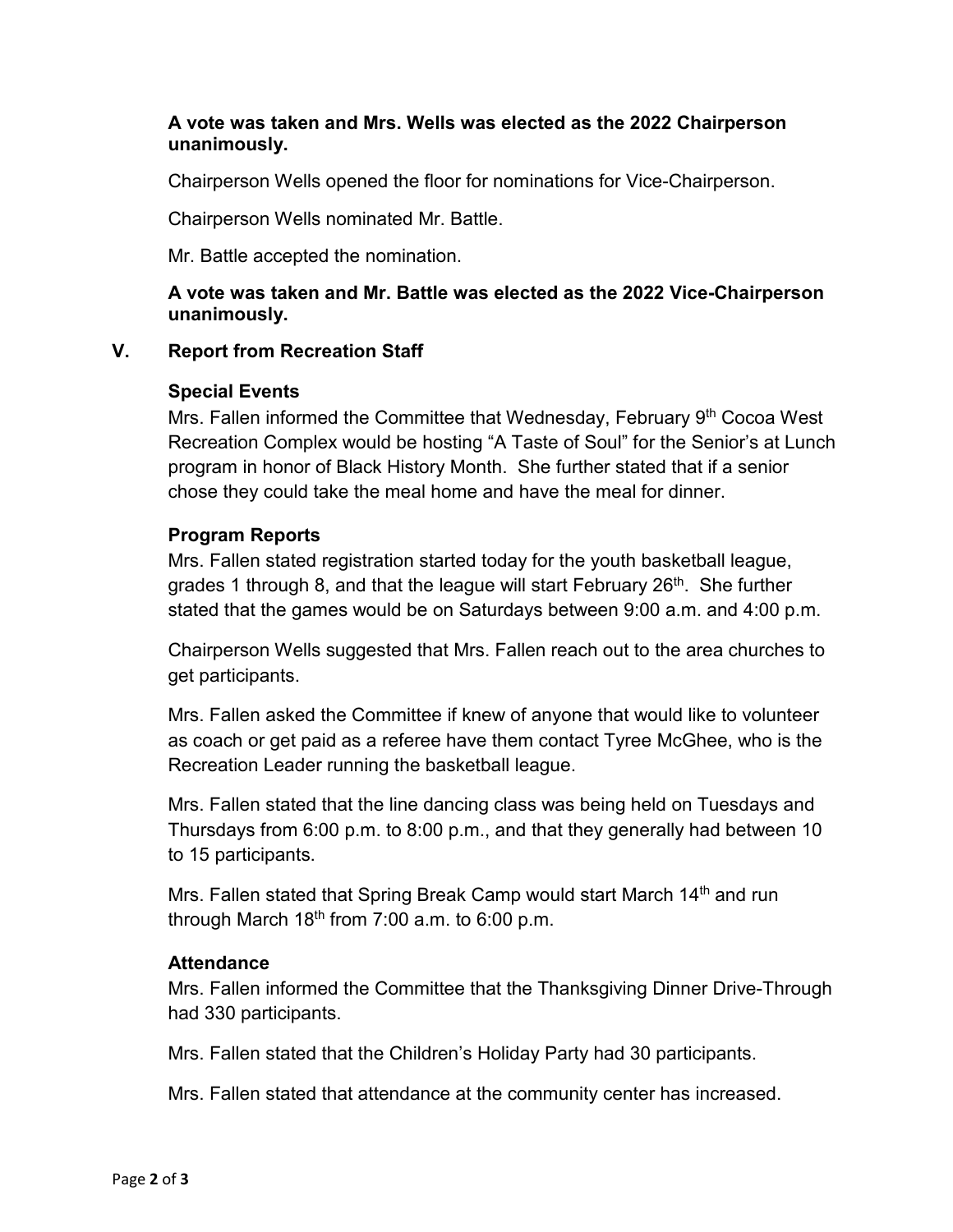**A vote was taken and Mrs. Wells was elected as the 2022 Chairperson unanimously.**

Chairperson Wells opened the floor for nominations for Vice-Chairperson.

Chairperson Wells nominated Mr. Battle.

Mr. Battle accepted the nomination.

**A vote was taken and Mr. Battle was elected as the 2022 Vice-Chairperson unanimously.**

## V. Report from Recreation Staff

### Special Events

Mrs. Fallen informed the Committee that Wednesday, February 9th Cocoa West Recreation Complex would be hosting "A Taste of Soul" for the Senior's at Lunch program in honor of Black History Month. She further stated that if a senior chose they could take the meal home and have the meal for dinner.

### Program Reports

Mrs. Fallen stated registration started today for the youth basketball league, grades 1 through 8, and that the league will start February 26th. She further stated that the games would be on Saturdays between 9:00 a.m. and 4:00 p.m.

Chairperson Wells suggested that Mrs. Fallen reach out to the area churches to get participants.

Mrs. Fallen asked the Committee if knew of anyone that would like to volunteer as coach or get paid as a referee have them contact Tyree McGhee, who is the Recreation Leader running the basketball league.

Mrs. Fallen stated that the line dancing class was being held on Tuesdays and Thursdays from 6:00 p.m. to 8:00 p.m., and that they generally had between 10 to 15 participants.

Mrs. Fallen stated that Spring Break Camp would start March 14th and run through March 18th from 7:00 a.m. to 6:00 p.m.

### Attendance

Mrs. Fallen informed the Committee that the Thanksgiving Dinner Drive-Through had 330 participants.

Mrs. Fallen stated that the Children's Holiday Party had 30 participants.

Mrs. Fallen stated that attendance at the community center has increased.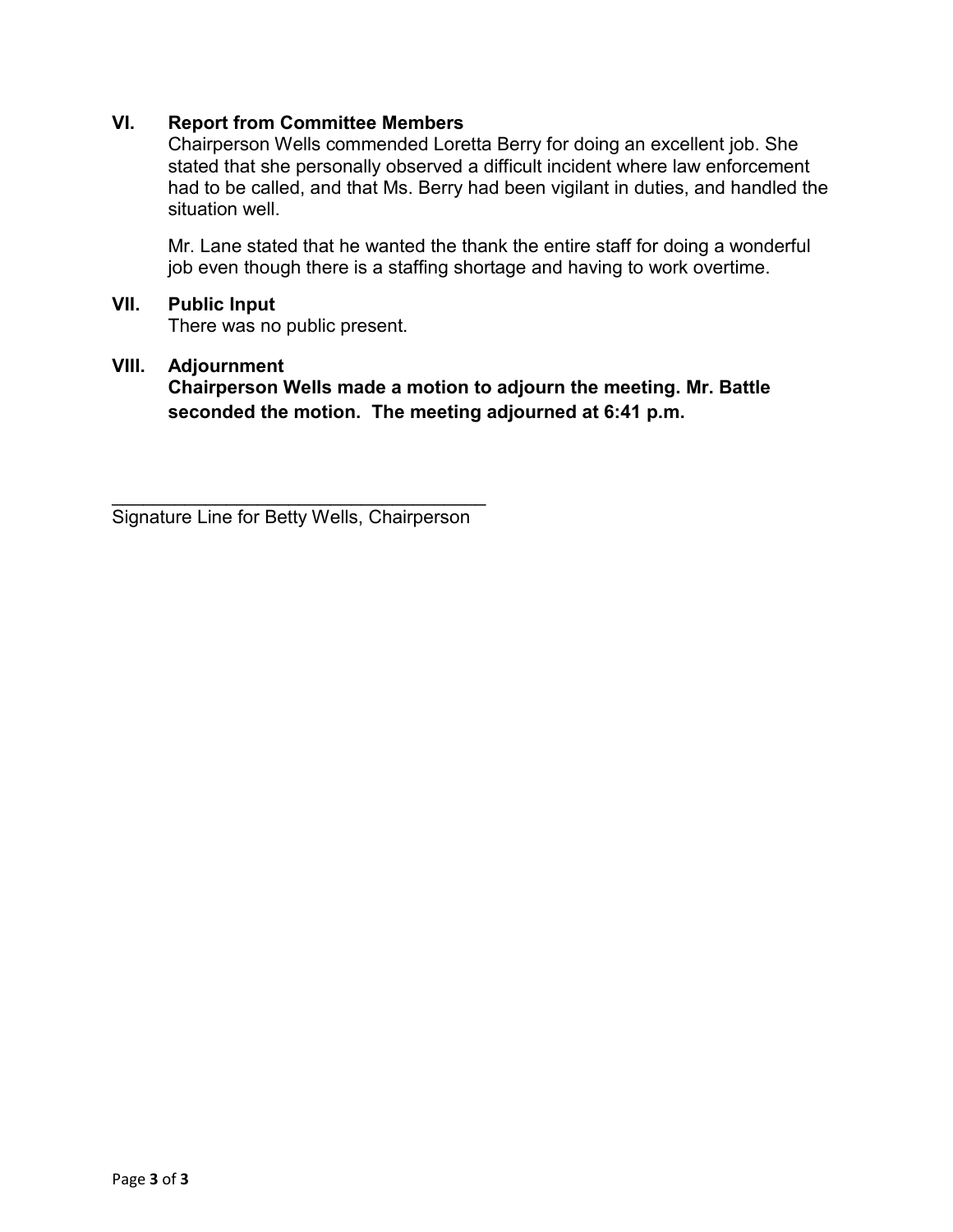## VI. Report from Committee Members

Chairperson Wells commended Loretta Berry for doing an excellent job. She stated that she personally observed a difficult incident where law enforcement had to be called, and that Ms. Berry had been vigilant in duties, and handled the situation well.

Mr. Lane stated that he wanted the thank the entire staff for doing a wonderful job even though there is a staffing shortage and having to work overtime.

## VII. Public Input

There was no public present.

## VIII. Adjournment

**Chairperson Wells made a motion to adjourn the meeting. Mr. Battle seconded the motion. The meeting adjourned at 6:41 p.m.**

_____________________________________

Signature Line for Betty Wells, Chairperson